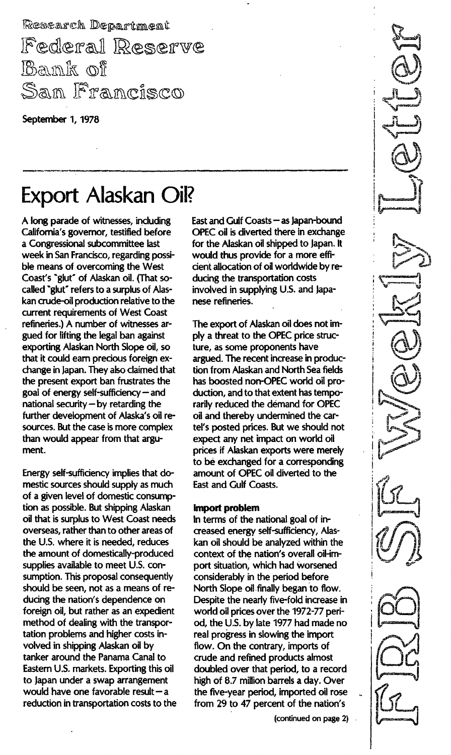Research Department
Federal Reserve
Bank of
San Francisco

FRBSF Weekly Letter

**September 1, 1978**

# Export Alaskan Oil?

A long parade of witnesses, including California's governor, testified before a Congressional subcommittee last week in San Francisco, regarding possible means of overcoming the West Coast's "glut" of Alaskan oil. (That so-called "glut" refers to a surplus of Alaskan crude-oil production relative to the current requirements of West Coast refineries.) A number of witnesses argued for lifting the legal ban against exporting Alaskan North Slope oil, so that it could earn precious foreign exchange in Japan. They also claimed that the present export ban frustrates the goal of energy self-sufficiency – and national security – by retarding the further development of Alaska's oil resources. But the case is more complex than would appear from that argument.

Energy self-sufficiency implies that domestic sources should supply as much of a given level of domestic consumption as possible. But shipping Alaskan oil that is surplus to West Coast needs overseas, rather than to other areas of the U.S. where it is needed, reduces the amount of domestically-produced supplies available to meet U.S. consumption. This proposal consequently should be seen, not as a means of reducing the nation's dependence on foreign oil, but rather as an expedient method of dealing with the transportation problems and higher costs involved in shipping Alaskan oil by tanker around the Panama Canal to Eastern U.S. markets. Exporting this oil to Japan under a swap arrangement would have one favorable result – a reduction in transportation costs to the East and Gulf Coasts – as Japan-bound OPEC oil is diverted there in exchange for the Alaskan oil shipped to Japan. It would thus provide for a more efficient allocation of oil worldwide by reducing the transportation costs involved in supplying U.S. and Japanese refineries.

The export of Alaskan oil does not imply a threat to the OPEC price structure, as some proponents have argued. The recent increase in production from Alaskan and North Sea fields has boosted non-OPEC world oil production, and to that extent has temporarily reduced the demand for OPEC oil and thereby undermined the cartel's posted prices. But we should not expect any net impact on world oil prices if Alaskan exports were merely to be exchanged for a corresponding amount of OPEC oil diverted to the East and Gulf Coasts.

**Import problem**

In terms of the national goal of increased energy self-sufficiency, Alaskan oil should be analyzed within the context of the nation's overall oil-import situation, which had worsened considerably in the period before North Slope oil finally began to flow. Despite the nearly five-fold increase in world oil prices over the 1972-77 period, the U.S. by late 1977 had made no real progress in slowing the import flow. On the contrary, imports of crude and refined products almost doubled over that period, to a record high of 8.7 million barrels a day. Over the five-year period, imported oil rose from 29 to 47 percent of the nation's

(continued on page 2)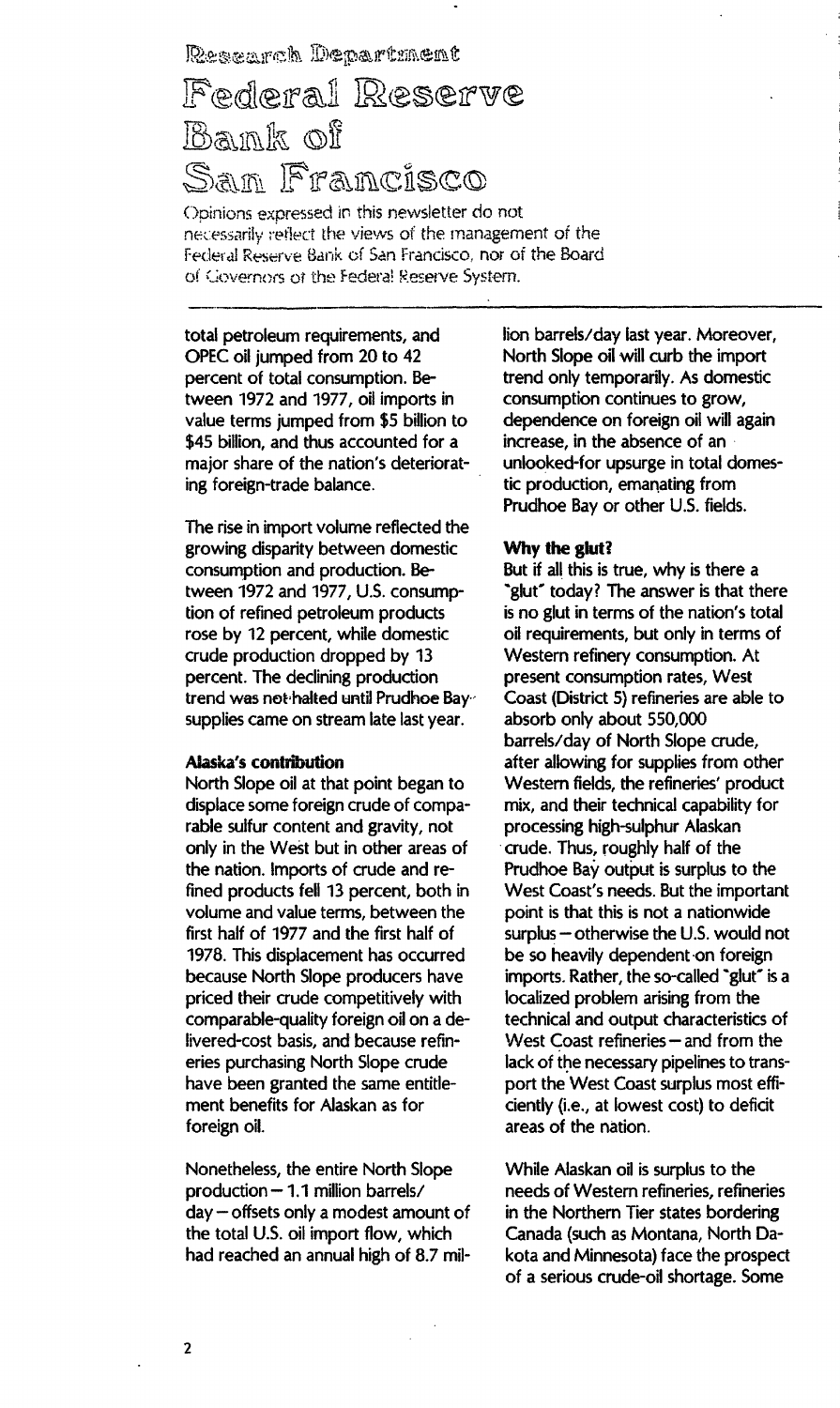Research Department

# Federal Reserve Bank of San Francisco

Opinions expressed in this newsletter do not necessarily reflect the views of the management of the Federal Reserve Bank of San Francisco, nor of the Board of Governors of the Federal Reserve System.

total petroleum requirements, and OPEC oil jumped from 20 to 42 percent of total consumption. Between 1972 and 1977, oil imports in value terms jumped from $5 billion to $45 billion, and thus accounted for a major share of the nation's deteriorating foreign-trade balance.

The rise in import volume reflected the growing disparity between domestic consumption and production. Between 1972 and 1977, U.S. consumption of refined petroleum products rose by 12 percent, while domestic crude production dropped by 13 percent. The declining production trend was not halted until Prudhoe Bay supplies came on stream late last year.

### Alaska's contribution

North Slope oil at that point began to displace some foreign crude of comparable sulfur content and gravity, not only in the West but in other areas of the nation. Imports of crude and refined products fell 13 percent, both in volume and value terms, between the first half of 1977 and the first half of 1978. This displacement has occurred because North Slope producers have priced their crude competitively with comparable-quality foreign oil on a delivered-cost basis, and because refineries purchasing North Slope crude have been granted the same entitlement benefits for Alaskan as for foreign oil.

Nonetheless, the entire North Slope production – 1.1 million barrels/day – offsets only a modest amount of the total U.S. oil import flow, which had reached an annual high of 8.7 million barrels/day last year. Moreover, North Slope oil will curb the import trend only temporarily. As domestic consumption continues to grow, dependence on foreign oil will again increase, in the absence of an unlooked-for upsurge in total domestic production, emanating from Prudhoe Bay or other U.S. fields.

### Why the glut?

But if all this is true, why is there a "glut" today? The answer is that there is no glut in terms of the nation's total oil requirements, but only in terms of Western refinery consumption. At present consumption rates, West Coast (District 5) refineries are able to absorb only about 550,000 barrels/day of North Slope crude, after allowing for supplies from other Western fields, the refineries' product mix, and their technical capability for processing high-sulphur Alaskan crude. Thus, roughly half of the Prudhoe Bay output is surplus to the West Coast's needs. But the important point is that this is not a nationwide surplus – otherwise the U.S. would not be so heavily dependent on foreign imports. Rather, the so-called "glut" is a localized problem arising from the technical and output characteristics of West Coast refineries – and from the lack of the necessary pipelines to transport the West Coast surplus most efficiently (i.e., at lowest cost) to deficit areas of the nation.

While Alaskan oil is surplus to the needs of Western refineries, refineries in the Northern Tier states bordering Canada (such as Montana, North Dakota and Minnesota) face the prospect of a serious crude-oil shortage. Some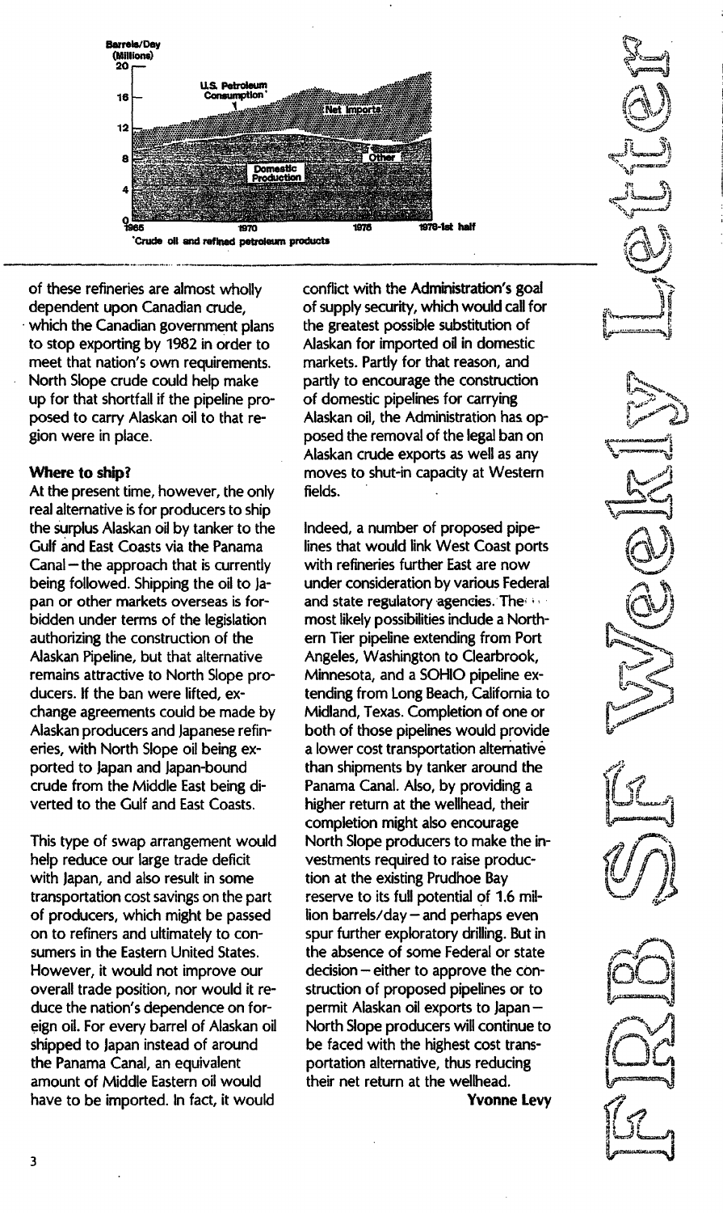Barrels/Day (Millions)

U.S. Petroleum Consumption*

Net Imports

Other

Domestic Production

1965 1970 1975 1979-1st half

*Crude oil and refined petroleum products

of these refineries are almost wholly dependent upon Canadian crude, which the Canadian government plans to stop exporting by 1982 in order to meet that nation's own requirements. North Slope crude could help make up for that shortfall if the pipeline proposed to carry Alaskan oil to that region were in place.

**Where to ship?**

At the present time, however, the only real alternative is for producers to ship the surplus Alaskan oil by tanker to the Gulf and East Coasts via the Panama Canal—the approach that is currently being followed. Shipping the oil to Japan or other markets overseas is forbidden under terms of the legislation authorizing the construction of the Alaskan Pipeline, but that alternative remains attractive to North Slope producers. If the ban were lifted, exchange agreements could be made by Alaskan producers and Japanese refineries, with North Slope oil being exported to Japan and Japan-bound crude from the Middle East being diverted to the Gulf and East Coasts.

This type of swap arrangement would help reduce our large trade deficit with Japan, and also result in some transportation cost savings on the part of producers, which might be passed on to refiners and ultimately to consumers in the Eastern United States. However, it would not improve our overall trade position, nor would it reduce the nation's dependence on foreign oil. For every barrel of Alaskan oil shipped to Japan instead of around the Panama Canal, an equivalent amount of Middle Eastern oil would have to be imported. In fact, it would conflict with the Administration's goal of supply security, which would call for the greatest possible substitution of Alaskan for imported oil in domestic markets. Partly for that reason, and partly to encourage the construction of domestic pipelines for carrying Alaskan oil, the Administration has opposed the removal of the legal ban on Alaskan crude exports as well as any moves to shut-in capacity at Western fields.

Indeed, a number of proposed pipelines that would link West Coast ports with refineries further East are now under consideration by various Federal and state regulatory agencies. The most likely possibilities include a Northern Tier pipeline extending from Port Angeles, Washington to Clearbrook, Minnesota, and a SOHIO pipeline extending from Long Beach, California to Midland, Texas. Completion of one or both of those pipelines would provide a lower cost transportation alternative than shipments by tanker around the Panama Canal. Also, by providing a higher return at the wellhead, their completion might also encourage North Slope producers to make the investments required to raise production at the existing Prudhoe Bay reserve to its full potential of 1.6 million barrels/day—and perhaps even spur further exploratory drilling. But in the absence of some Federal or state decision—either to approve the construction of proposed pipelines or to permit Alaskan oil exports to Japan—North Slope producers will continue to be faced with the highest cost transportation alternative, thus reducing their net return at the wellhead.

**Yvonne Levy**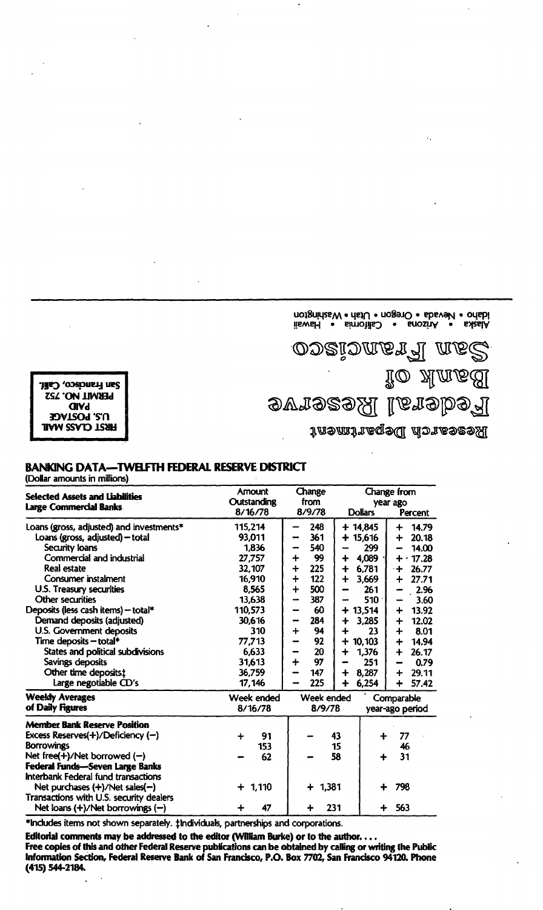Research Department

Federal Reserve

Bank of

San Francisco

Alaska • Arizona • California • Hawaii
Idaho • Nevada • Oregon • Utah • Washington

FIRST CLASS MAIL
U.S. POSTAGE
PAID
PERMIT NO. 752
San Francisco, Calif.

## BANKING DATA—TWELFTH FEDERAL RESERVE DISTRICT

(Dollar amounts in millions)

| Selected Assets and Liabilities Large Commercial Banks | Amount Outstanding 8/16/78 | Change from 8/9/78 | Change from year ago | |
|---|---|---|---|---|
| | | | Dollars | Percent |
| Loans (gross, adjusted) and investments* | 115,214 | − 248 | + 14,845 | + 14.79 |
| Loans (gross, adjusted) — total | 93,011 | − 361 | + 15,616 | + 20.18 |
| Security loans | 1,836 | − 540 | − 299 | − 14.00 |
| Commercial and industrial | 27,757 | + 99 | + 4,089 | + 17.28 |
| Real estate | 32,107 | + 225 | + 6,781 | + 26.77 |
| Consumer instalment | 16,910 | + 122 | + 3,669 | + 27.71 |
| U.S. Treasury securities | 8,565 | + 500 | − 261 | − 2.96 |
| Other securities | 13,638 | − 387 | − 510 | − 3.60 |
| Deposits (less cash items) — total* | 110,573 | − 60 | + 13,514 | + 13.92 |
| Demand deposits (adjusted) | 30,616 | − 284 | + 3,285 | + 12.02 |
| U.S. Government deposits | 310 | + 94 | + 23 | + 8.01 |
| Time deposits — total* | 77,713 | − 92 | + 10,103 | + 14.94 |
| States and political subdivisions | 6,633 | − 20 | + 1,376 | + 26.17 |
| Savings deposits | 31,613 | + 97 | − 251 | − 0.79 |
| Other time deposits‡ | 36,759 | − 147 | + 8,287 | + 29.11 |
| Large negotiable CD's | 17,146 | − 225 | + 6,254 | + 57.42 |

| Weekly Averages of Daily Figures | Week ended 8/16/78 | Week ended 8/9/78 | Comparable year-ago period |
|---|---|---|---|
| **Member Bank Reserve Position** | | | |
| Excess Reserves(+)/Deficiency (−) | + 91 | − 43 | + 77 |
| Borrowings | 153 | 15 | 46 |
| Net free(+)/Net borrowed (−) | − 62 | − 58 | + 31 |
| **Federal Funds—Seven Large Banks** | | | |
| Interbank Federal fund transactions | | | |
| Net purchases (+)/Net sales(−) | + 1,110 | + 1,381 | + 798 |
| Transactions with U.S. security dealers | | | |
| Net loans (+)/Net borrowings (−) | + 47 | + 231 | + 563 |

*Includes items not shown separately. ‡Individuals, partnerships and corporations.

**Editorial comments may be addressed to the editor (William Burke) or to the author. . . .**

**Free copies of this and other Federal Reserve publications can be obtained by calling or writing the Public Information Section, Federal Reserve Bank of San Francisco, P.O. Box 7702, San Francisco 94120. Phone (415) 544-2184.**